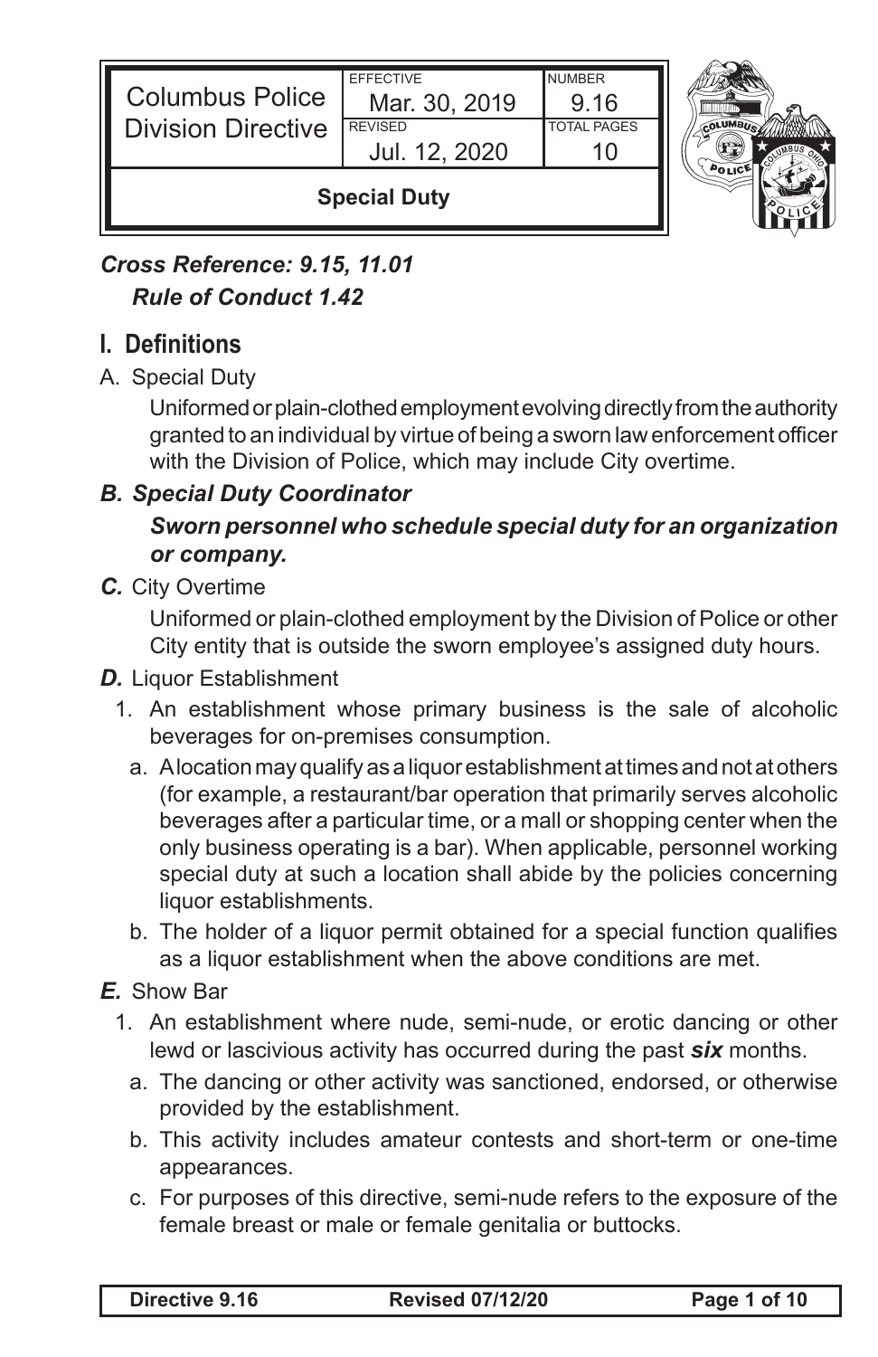| Columbus Police Division Directive | EFFECTIVE Mar. 30, 2019 | NUMBER 9.16 |
| --- | --- | --- |
| | REVISED Jul. 12, 2020 | TOTAL PAGES 10 |
| **Special Duty** | | |

***Cross Reference: 9.15, 11.01***
***Rule of Conduct 1.42***

## I. Definitions

A. Special Duty

Uniformed or plain-clothed employment evolving directly from the authority granted to an individual by virtue of being a sworn law enforcement officer with the Division of Police, which may include City overtime.

***B. Special Duty Coordinator***

***Sworn personnel who schedule special duty for an organization or company.***

***C.*** City Overtime

Uniformed or plain-clothed employment by the Division of Police or other City entity that is outside the sworn employee's assigned duty hours.

***D.*** Liquor Establishment

1. An establishment whose primary business is the sale of alcoholic beverages for on-premises consumption.
   a. A location may qualify as a liquor establishment at times and not at others (for example, a restaurant/bar operation that primarily serves alcoholic beverages after a particular time, or a mall or shopping center when the only business operating is a bar). When applicable, personnel working special duty at such a location shall abide by the policies concerning liquor establishments.
   b. The holder of a liquor permit obtained for a special function qualifies as a liquor establishment when the above conditions are met.

***E.*** Show Bar

1. An establishment where nude, semi-nude, or erotic dancing or other lewd or lascivious activity has occurred during the past ***six*** months.
   a. The dancing or other activity was sanctioned, endorsed, or otherwise provided by the establishment.
   b. This activity includes amateur contests and short-term or one-time appearances.
   c. For purposes of this directive, semi-nude refers to the exposure of the female breast or male or female genitalia or buttocks.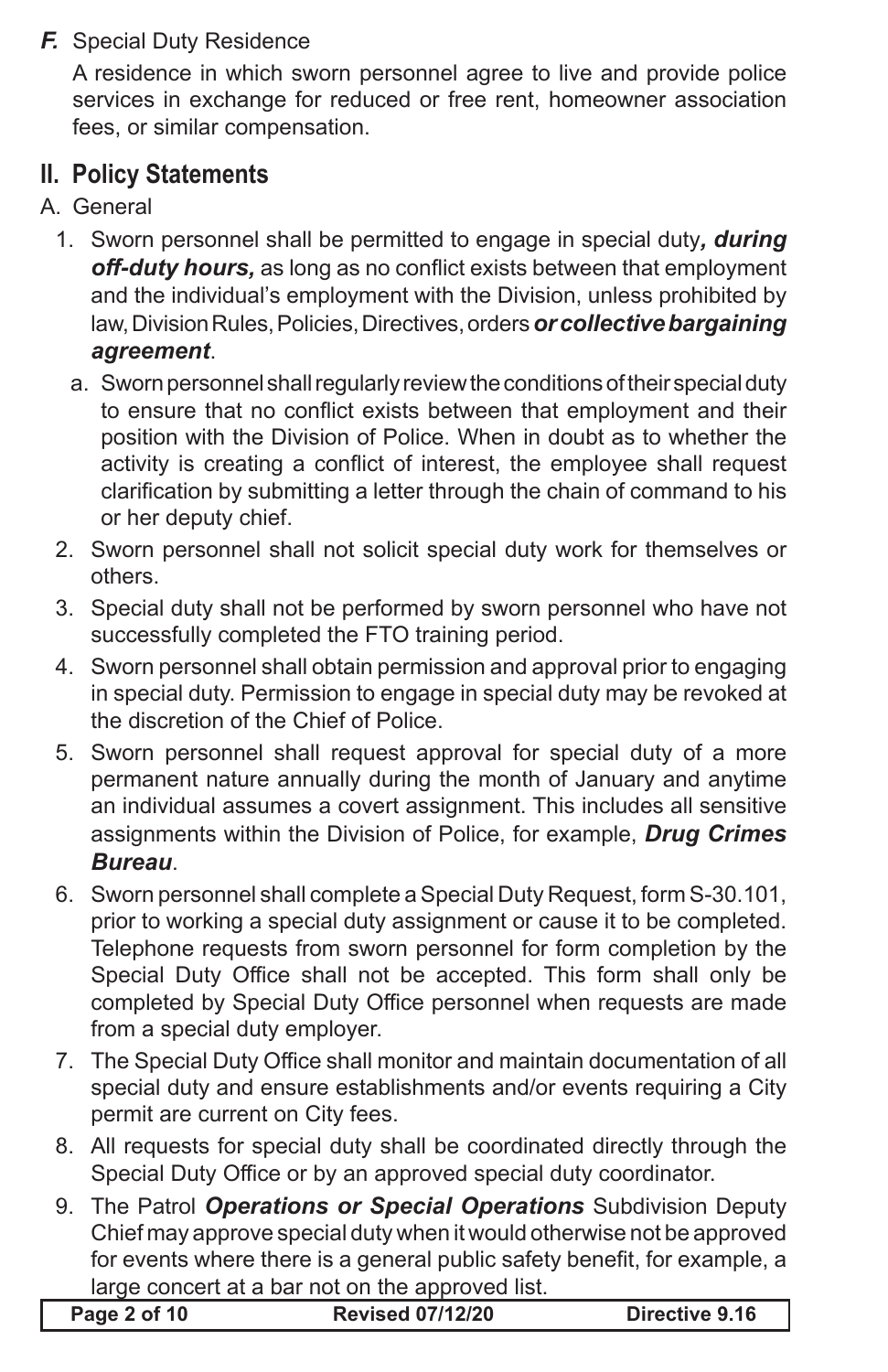***F.*** Special Duty Residence

A residence in which sworn personnel agree to live and provide police services in exchange for reduced or free rent, homeowner association fees, or similar compensation.

## II. Policy Statements

A. General

1. Sworn personnel shall be permitted to engage in special duty***, during off-duty hours,*** as long as no conflict exists between that employment and the individual's employment with the Division, unless prohibited by law, Division Rules, Policies, Directives, orders ***or collective bargaining agreement***.
   a. Sworn personnel shall regularly review the conditions of their special duty to ensure that no conflict exists between that employment and their position with the Division of Police. When in doubt as to whether the activity is creating a conflict of interest, the employee shall request clarification by submitting a letter through the chain of command to his or her deputy chief.
2. Sworn personnel shall not solicit special duty work for themselves or others.
3. Special duty shall not be performed by sworn personnel who have not successfully completed the FTO training period.
4. Sworn personnel shall obtain permission and approval prior to engaging in special duty. Permission to engage in special duty may be revoked at the discretion of the Chief of Police.
5. Sworn personnel shall request approval for special duty of a more permanent nature annually during the month of January and anytime an individual assumes a covert assignment. This includes all sensitive assignments within the Division of Police, for example, ***Drug Crimes Bureau***.
6. Sworn personnel shall complete a Special Duty Request, form S-30.101, prior to working a special duty assignment or cause it to be completed. Telephone requests from sworn personnel for form completion by the Special Duty Office shall not be accepted. This form shall only be completed by Special Duty Office personnel when requests are made from a special duty employer.
7. The Special Duty Office shall monitor and maintain documentation of all special duty and ensure establishments and/or events requiring a City permit are current on City fees.
8. All requests for special duty shall be coordinated directly through the Special Duty Office or by an approved special duty coordinator.
9. The Patrol ***Operations or Special Operations*** Subdivision Deputy Chief may approve special duty when it would otherwise not be approved for events where there is a general public safety benefit, for example, a large concert at a bar not on the approved list.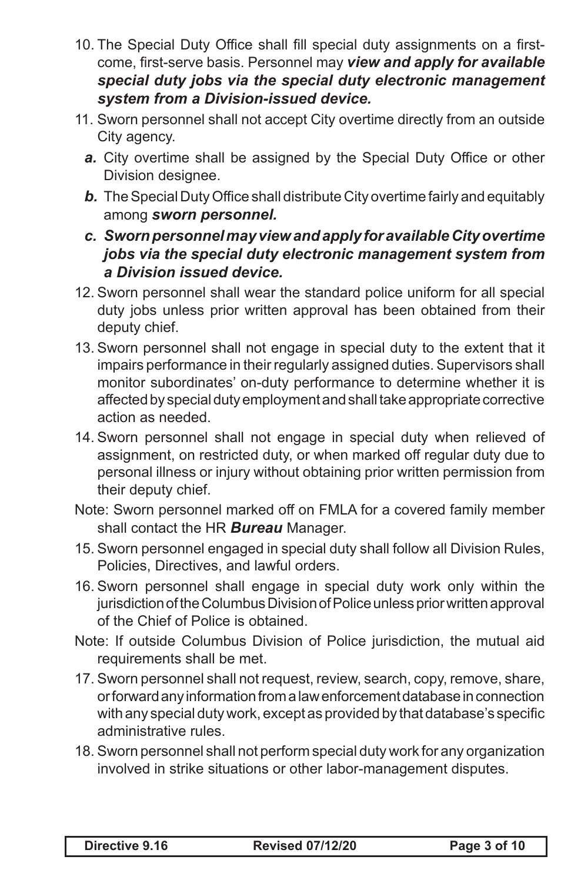10. The Special Duty Office shall fill special duty assignments on a first-come, first-serve basis. Personnel may ***view and apply for available special duty jobs via the special duty electronic management system from a Division-issued device.***
11. Sworn personnel shall not accept City overtime directly from an outside City agency.
    ***a.*** City overtime shall be assigned by the Special Duty Office or other Division designee.
    ***b.*** The Special Duty Office shall distribute City overtime fairly and equitably among ***sworn personnel.***
    ***c. Sworn personnel may view and apply for available City overtime jobs via the special duty electronic management system from a Division issued device.***
12. Sworn personnel shall wear the standard police uniform for all special duty jobs unless prior written approval has been obtained from their deputy chief.
13. Sworn personnel shall not engage in special duty to the extent that it impairs performance in their regularly assigned duties. Supervisors shall monitor subordinates' on-duty performance to determine whether it is affected by special duty employment and shall take appropriate corrective action as needed.
14. Sworn personnel shall not engage in special duty when relieved of assignment, on restricted duty, or when marked off regular duty due to personal illness or injury without obtaining prior written permission from their deputy chief.

Note: Sworn personnel marked off on FMLA for a covered family member shall contact the HR ***Bureau*** Manager.

15. Sworn personnel engaged in special duty shall follow all Division Rules, Policies, Directives, and lawful orders.
16. Sworn personnel shall engage in special duty work only within the jurisdiction of the Columbus Division of Police unless prior written approval of the Chief of Police is obtained.

Note: If outside Columbus Division of Police jurisdiction, the mutual aid requirements shall be met.

17. Sworn personnel shall not request, review, search, copy, remove, share, or forward any information from a law enforcement database in connection with any special duty work, except as provided by that database's specific administrative rules.
18. Sworn personnel shall not perform special duty work for any organization involved in strike situations or other labor-management disputes.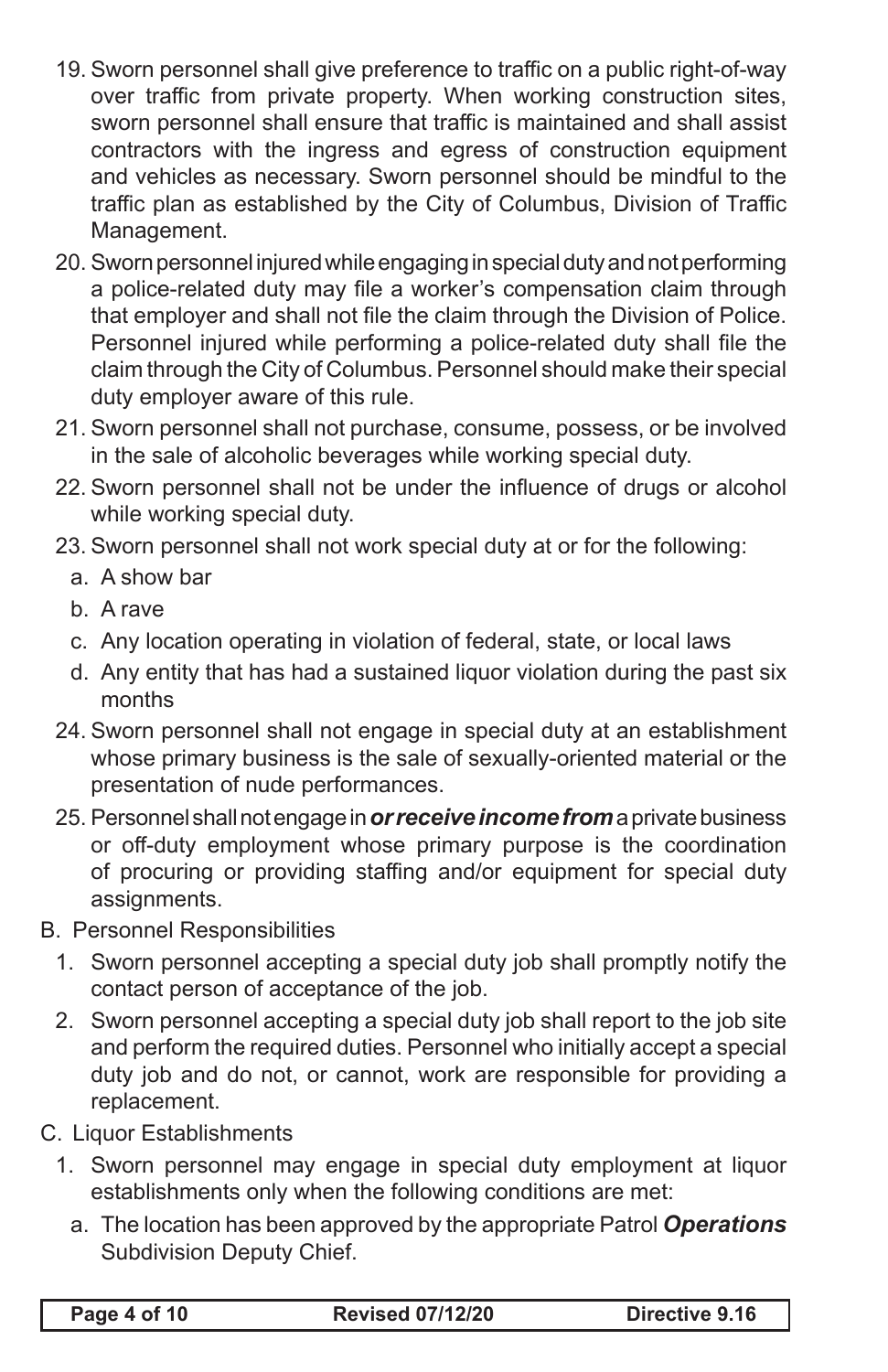19. Sworn personnel shall give preference to traffic on a public right-of-way over traffic from private property. When working construction sites, sworn personnel shall ensure that traffic is maintained and shall assist contractors with the ingress and egress of construction equipment and vehicles as necessary. Sworn personnel should be mindful to the traffic plan as established by the City of Columbus, Division of Traffic Management.
20. Sworn personnel injured while engaging in special duty and not performing a police-related duty may file a worker's compensation claim through that employer and shall not file the claim through the Division of Police. Personnel injured while performing a police-related duty shall file the claim through the City of Columbus. Personnel should make their special duty employer aware of this rule.
21. Sworn personnel shall not purchase, consume, possess, or be involved in the sale of alcoholic beverages while working special duty.
22. Sworn personnel shall not be under the influence of drugs or alcohol while working special duty.
23. Sworn personnel shall not work special duty at or for the following:
    a. A show bar
    b. A rave
    c. Any location operating in violation of federal, state, or local laws
    d. Any entity that has had a sustained liquor violation during the past six months
24. Sworn personnel shall not engage in special duty at an establishment whose primary business is the sale of sexually-oriented material or the presentation of nude performances.
25. Personnel shall not engage in ***or receive income from*** a private business or off-duty employment whose primary purpose is the coordination of procuring or providing staffing and/or equipment for special duty assignments.

B. Personnel Responsibilities
   1. Sworn personnel accepting a special duty job shall promptly notify the contact person of acceptance of the job.
   2. Sworn personnel accepting a special duty job shall report to the job site and perform the required duties. Personnel who initially accept a special duty job and do not, or cannot, work are responsible for providing a replacement.

C. Liquor Establishments
   1. Sworn personnel may engage in special duty employment at liquor establishments only when the following conditions are met:
      a. The location has been approved by the appropriate Patrol ***Operations*** Subdivision Deputy Chief.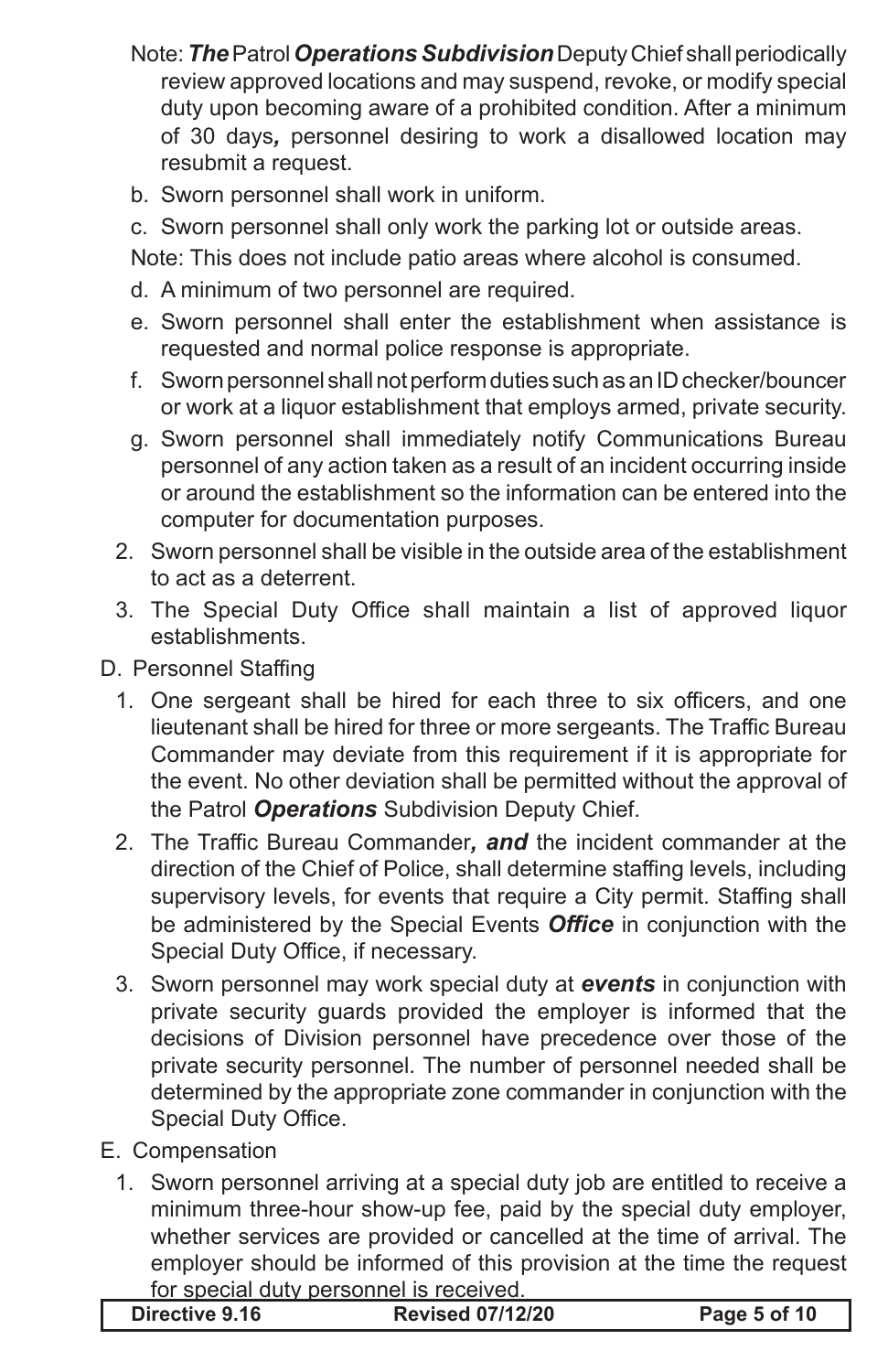Note: ***The*** Patrol ***Operations Subdivision*** Deputy Chief shall periodically review approved locations and may suspend, revoke, or modify special duty upon becoming aware of a prohibited condition. After a minimum of 30 days***,*** personnel desiring to work a disallowed location may resubmit a request.

b. Sworn personnel shall work in uniform.

c. Sworn personnel shall only work the parking lot or outside areas.

Note: This does not include patio areas where alcohol is consumed.

d. A minimum of two personnel are required.

e. Sworn personnel shall enter the establishment when assistance is requested and normal police response is appropriate.

f. Sworn personnel shall not perform duties such as an ID checker/bouncer or work at a liquor establishment that employs armed, private security.

g. Sworn personnel shall immediately notify Communications Bureau personnel of any action taken as a result of an incident occurring inside or around the establishment so the information can be entered into the computer for documentation purposes.

2. Sworn personnel shall be visible in the outside area of the establishment to act as a deterrent.

3. The Special Duty Office shall maintain a list of approved liquor establishments.

D. Personnel Staffing

1. One sergeant shall be hired for each three to six officers, and one lieutenant shall be hired for three or more sergeants. The Traffic Bureau Commander may deviate from this requirement if it is appropriate for the event. No other deviation shall be permitted without the approval of the Patrol ***Operations*** Subdivision Deputy Chief.

2. The Traffic Bureau Commander***, and*** the incident commander at the direction of the Chief of Police, shall determine staffing levels, including supervisory levels, for events that require a City permit. Staffing shall be administered by the Special Events ***Office*** in conjunction with the Special Duty Office, if necessary.

3. Sworn personnel may work special duty at ***events*** in conjunction with private security guards provided the employer is informed that the decisions of Division personnel have precedence over those of the private security personnel. The number of personnel needed shall be determined by the appropriate zone commander in conjunction with the Special Duty Office.

E. Compensation

1. Sworn personnel arriving at a special duty job are entitled to receive a minimum three-hour show-up fee, paid by the special duty employer, whether services are provided or cancelled at the time of arrival. The employer should be informed of this provision at the time the request for special duty personnel is received.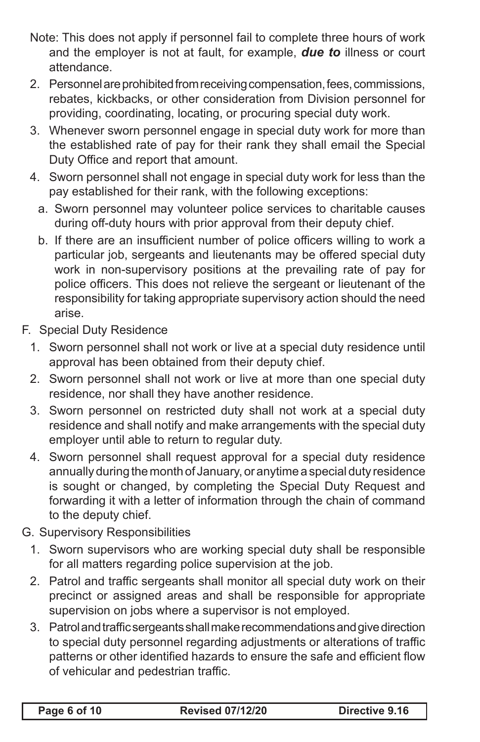Note: This does not apply if personnel fail to complete three hours of work and the employer is not at fault, for example, ***due to*** illness or court attendance.

2. Personnel are prohibited from receiving compensation, fees, commissions, rebates, kickbacks, or other consideration from Division personnel for providing, coordinating, locating, or procuring special duty work.
3. Whenever sworn personnel engage in special duty work for more than the established rate of pay for their rank they shall email the Special Duty Office and report that amount.
4. Sworn personnel shall not engage in special duty work for less than the pay established for their rank, with the following exceptions:
   a. Sworn personnel may volunteer police services to charitable causes during off-duty hours with prior approval from their deputy chief.
   b. If there are an insufficient number of police officers willing to work a particular job, sergeants and lieutenants may be offered special duty work in non-supervisory positions at the prevailing rate of pay for police officers. This does not relieve the sergeant or lieutenant of the responsibility for taking appropriate supervisory action should the need arise.

F. Special Duty Residence

1. Sworn personnel shall not work or live at a special duty residence until approval has been obtained from their deputy chief.
2. Sworn personnel shall not work or live at more than one special duty residence, nor shall they have another residence.
3. Sworn personnel on restricted duty shall not work at a special duty residence and shall notify and make arrangements with the special duty employer until able to return to regular duty.
4. Sworn personnel shall request approval for a special duty residence annually during the month of January, or anytime a special duty residence is sought or changed, by completing the Special Duty Request and forwarding it with a letter of information through the chain of command to the deputy chief.

G. Supervisory Responsibilities

1. Sworn supervisors who are working special duty shall be responsible for all matters regarding police supervision at the job.
2. Patrol and traffic sergeants shall monitor all special duty work on their precinct or assigned areas and shall be responsible for appropriate supervision on jobs where a supervisor is not employed.
3. Patrol and traffic sergeants shall make recommendations and give direction to special duty personnel regarding adjustments or alterations of traffic patterns or other identified hazards to ensure the safe and efficient flow of vehicular and pedestrian traffic.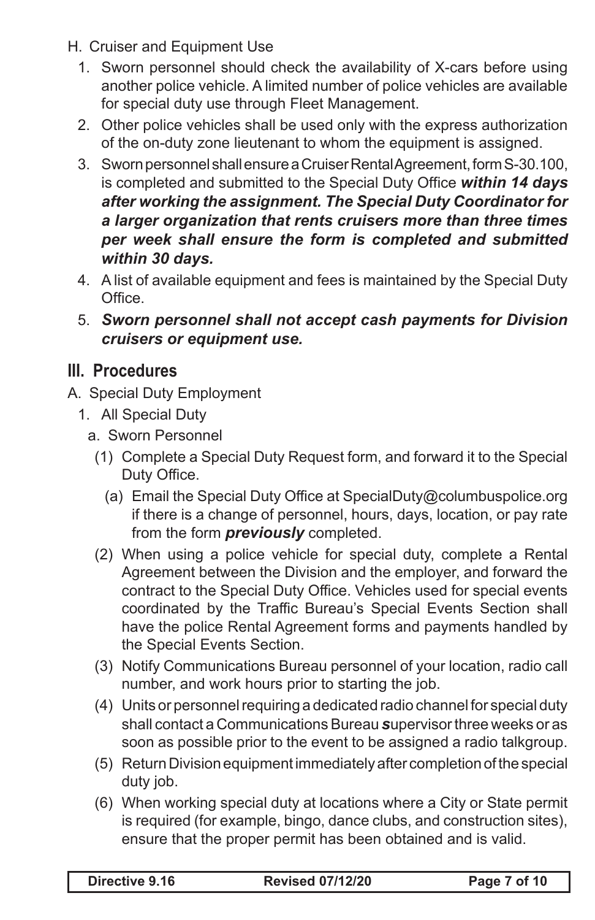H. Cruiser and Equipment Use

1. Sworn personnel should check the availability of X-cars before using another police vehicle. A limited number of police vehicles are available for special duty use through Fleet Management.
2. Other police vehicles shall be used only with the express authorization of the on-duty zone lieutenant to whom the equipment is assigned.
3. Sworn personnel shall ensure a Cruiser Rental Agreement, form S-30.100, is completed and submitted to the Special Duty Office ***within 14 days after working the assignment. The Special Duty Coordinator for a larger organization that rents cruisers more than three times per week shall ensure the form is completed and submitted within 30 days.***
4. A list of available equipment and fees is maintained by the Special Duty Office.
5. ***Sworn personnel shall not accept cash payments for Division cruisers or equipment use.***

## III. Procedures

A. Special Duty Employment

1. All Special Duty
   a. Sworn Personnel
      (1) Complete a Special Duty Request form, and forward it to the Special Duty Office.
         (a) Email the Special Duty Office at SpecialDuty@columbuspolice.org if there is a change of personnel, hours, days, location, or pay rate from the form ***previously*** completed.
      (2) When using a police vehicle for special duty, complete a Rental Agreement between the Division and the employer, and forward the contract to the Special Duty Office. Vehicles used for special events coordinated by the Traffic Bureau's Special Events Section shall have the police Rental Agreement forms and payments handled by the Special Events Section.
      (3) Notify Communications Bureau personnel of your location, radio call number, and work hours prior to starting the job.
      (4) Units or personnel requiring a dedicated radio channel for special duty shall contact a Communications Bureau ***s***upervisor three weeks or as soon as possible prior to the event to be assigned a radio talkgroup.
      (5) Return Division equipment immediately after completion of the special duty job.
      (6) When working special duty at locations where a City or State permit is required (for example, bingo, dance clubs, and construction sites), ensure that the proper permit has been obtained and is valid.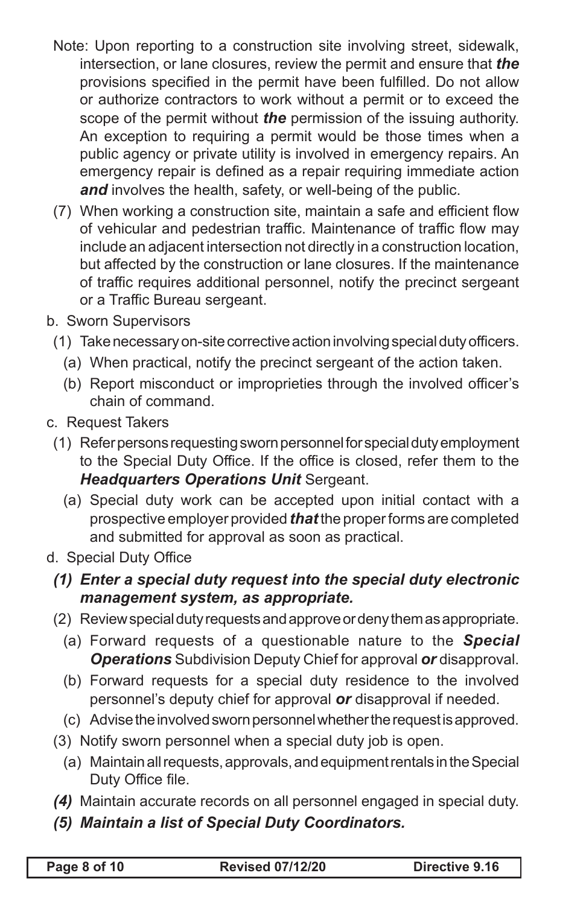Note: Upon reporting to a construction site involving street, sidewalk, intersection, or lane closures, review the permit and ensure that ***the*** provisions specified in the permit have been fulfilled. Do not allow or authorize contractors to work without a permit or to exceed the scope of the permit without ***the*** permission of the issuing authority. An exception to requiring a permit would be those times when a public agency or private utility is involved in emergency repairs. An emergency repair is defined as a repair requiring immediate action ***and*** involves the health, safety, or well-being of the public.

(7) When working a construction site, maintain a safe and efficient flow of vehicular and pedestrian traffic. Maintenance of traffic flow may include an adjacent intersection not directly in a construction location, but affected by the construction or lane closures. If the maintenance of traffic requires additional personnel, notify the precinct sergeant or a Traffic Bureau sergeant.

b. Sworn Supervisors

(1) Take necessary on-site corrective action involving special duty officers.

(a) When practical, notify the precinct sergeant of the action taken.

(b) Report misconduct or improprieties through the involved officer's chain of command.

c. Request Takers

(1) Refer persons requesting sworn personnel for special duty employment to the Special Duty Office. If the office is closed, refer them to the ***Headquarters Operations Unit*** Sergeant.

(a) Special duty work can be accepted upon initial contact with a prospective employer provided ***that*** the proper forms are completed and submitted for approval as soon as practical.

d. Special Duty Office

***(1) Enter a special duty request into the special duty electronic management system, as appropriate.***

(2) Review special duty requests and approve or deny them as appropriate.

(a) Forward requests of a questionable nature to the ***Special Operations*** Subdivision Deputy Chief for approval ***or*** disapproval.

(b) Forward requests for a special duty residence to the involved personnel's deputy chief for approval ***or*** disapproval if needed.

(c) Advise the involved sworn personnel whether the request is approved.

(3) Notify sworn personnel when a special duty job is open.

(a) Maintain all requests, approvals, and equipment rentals in the Special Duty Office file.

***(4)*** Maintain accurate records on all personnel engaged in special duty.

***(5) Maintain a list of Special Duty Coordinators.***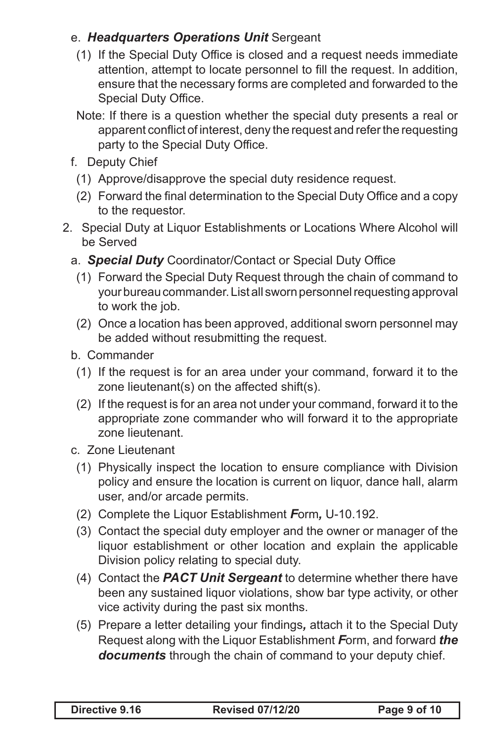e. ***Headquarters Operations Unit*** Sergeant

(1) If the Special Duty Office is closed and a request needs immediate attention, attempt to locate personnel to fill the request. In addition, ensure that the necessary forms are completed and forwarded to the Special Duty Office.

Note: If there is a question whether the special duty presents a real or apparent conflict of interest, deny the request and refer the requesting party to the Special Duty Office.

f. Deputy Chief

(1) Approve/disapprove the special duty residence request.

(2) Forward the final determination to the Special Duty Office and a copy to the requestor.

2. Special Duty at Liquor Establishments or Locations Where Alcohol will be Served

a. ***Special Duty*** Coordinator/Contact or Special Duty Office

(1) Forward the Special Duty Request through the chain of command to your bureau commander. List all sworn personnel requesting approval to work the job.

(2) Once a location has been approved, additional sworn personnel may be added without resubmitting the request.

b. Commander

(1) If the request is for an area under your command, forward it to the zone lieutenant(s) on the affected shift(s).

(2) If the request is for an area not under your command, forward it to the appropriate zone commander who will forward it to the appropriate zone lieutenant.

c. Zone Lieutenant

(1) Physically inspect the location to ensure compliance with Division policy and ensure the location is current on liquor, dance hall, alarm user, and/or arcade permits.

(2) Complete the Liquor Establishment ***F***orm***,*** U-10.192.

(3) Contact the special duty employer and the owner or manager of the liquor establishment or other location and explain the applicable Division policy relating to special duty.

(4) Contact the ***PACT Unit Sergeant*** to determine whether there have been any sustained liquor violations, show bar type activity, or other vice activity during the past six months.

(5) Prepare a letter detailing your findings***,*** attach it to the Special Duty Request along with the Liquor Establishment ***F***orm, and forward ***the documents*** through the chain of command to your deputy chief.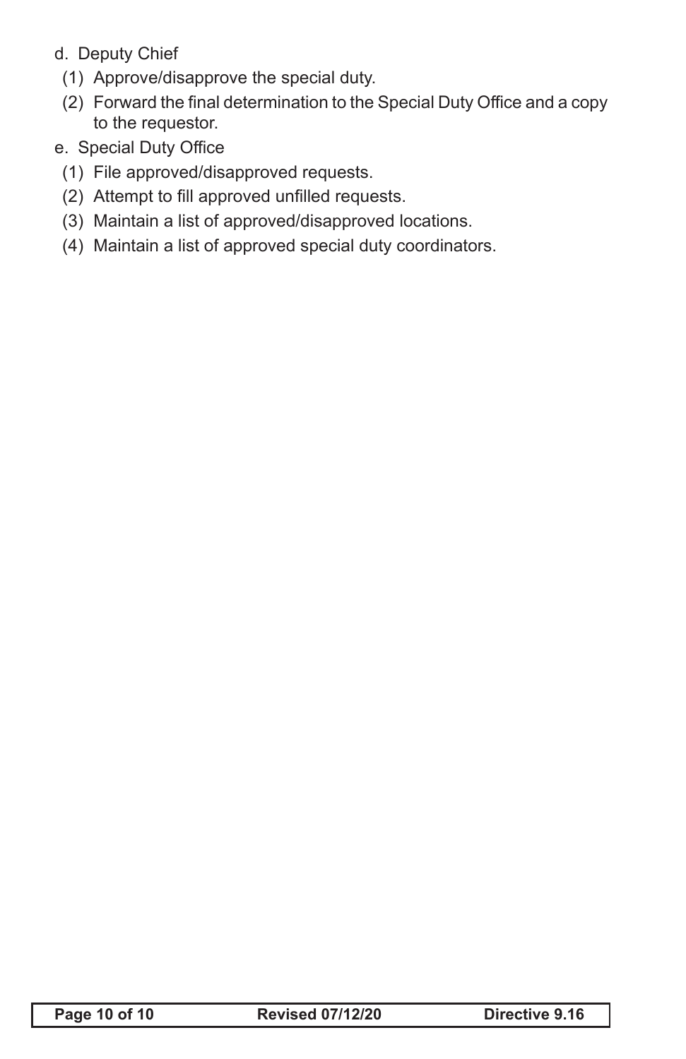d. Deputy Chief

(1) Approve/disapprove the special duty.

(2) Forward the final determination to the Special Duty Office and a copy to the requestor.

e. Special Duty Office

(1) File approved/disapproved requests.

(2) Attempt to fill approved unfilled requests.

(3) Maintain a list of approved/disapproved locations.

(4) Maintain a list of approved special duty coordinators.